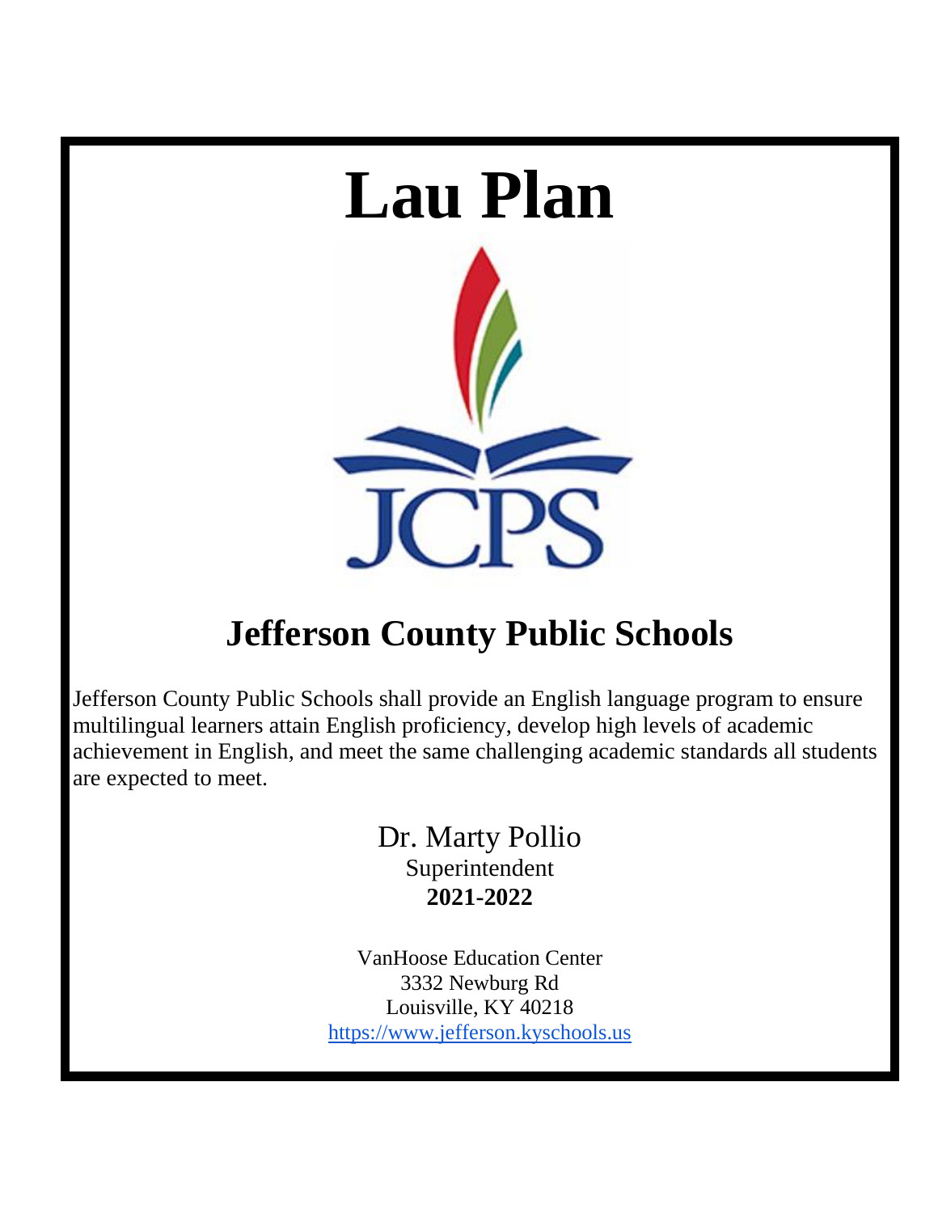# Lau Plan

JCPS

## Jefferson County Public Schools

Jefferson County Public Schools shall provide an English language program to ensure multilingual learners attain English proficiency, develop high levels of academic achievement in English, and meet the same challenging academic standards all students are expected to meet.

Dr. Marty Pollio
Superintendent
**2021-2022**

VanHoose Education Center
3332 Newburg Rd
Louisville, KY 40218
https://www.jefferson.kyschools.us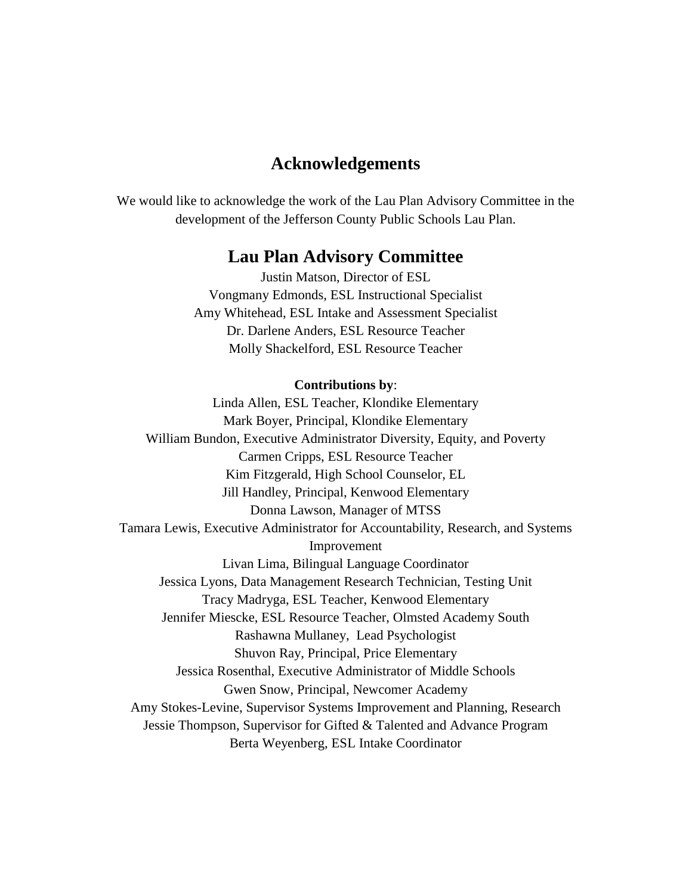## Acknowledgements

We would like to acknowledge the work of the Lau Plan Advisory Committee in the development of the Jefferson County Public Schools Lau Plan.

## Lau Plan Advisory Committee

Justin Matson, Director of ESL
Vongmany Edmonds, ESL Instructional Specialist
Amy Whitehead, ESL Intake and Assessment Specialist
Dr. Darlene Anders, ESL Resource Teacher
Molly Shackelford, ESL Resource Teacher

**Contributions by**:

Linda Allen, ESL Teacher, Klondike Elementary
Mark Boyer, Principal, Klondike Elementary
William Bundon, Executive Administrator Diversity, Equity, and Poverty
Carmen Cripps, ESL Resource Teacher
Kim Fitzgerald, High School Counselor, EL
Jill Handley, Principal, Kenwood Elementary
Donna Lawson, Manager of MTSS
Tamara Lewis, Executive Administrator for Accountability, Research, and Systems Improvement
Livan Lima, Bilingual Language Coordinator
Jessica Lyons, Data Management Research Technician, Testing Unit
Tracy Madryga, ESL Teacher, Kenwood Elementary
Jennifer Miescke, ESL Resource Teacher, Olmsted Academy South
Rashawna Mullaney, Lead Psychologist
Shuvon Ray, Principal, Price Elementary
Jessica Rosenthal, Executive Administrator of Middle Schools
Gwen Snow, Principal, Newcomer Academy
Amy Stokes-Levine, Supervisor Systems Improvement and Planning, Research
Jessie Thompson, Supervisor for Gifted & Talented and Advance Program
Berta Weyenberg, ESL Intake Coordinator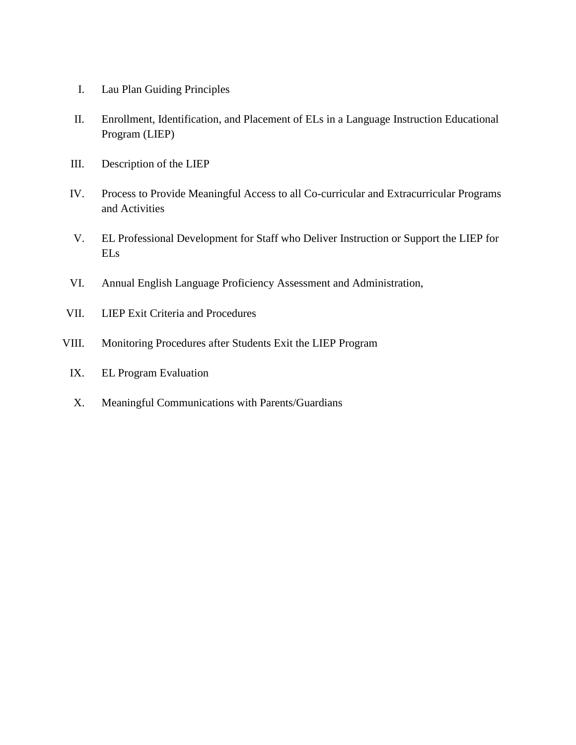I. Lau Plan Guiding Principles

II. Enrollment, Identification, and Placement of ELs in a Language Instruction Educational Program (LIEP)

III. Description of the LIEP

IV. Process to Provide Meaningful Access to all Co-curricular and Extracurricular Programs and Activities

V. EL Professional Development for Staff who Deliver Instruction or Support the LIEP for ELs

VI. Annual English Language Proficiency Assessment and Administration,

VII. LIEP Exit Criteria and Procedures

VIII. Monitoring Procedures after Students Exit the LIEP Program

IX. EL Program Evaluation

X. Meaningful Communications with Parents/Guardians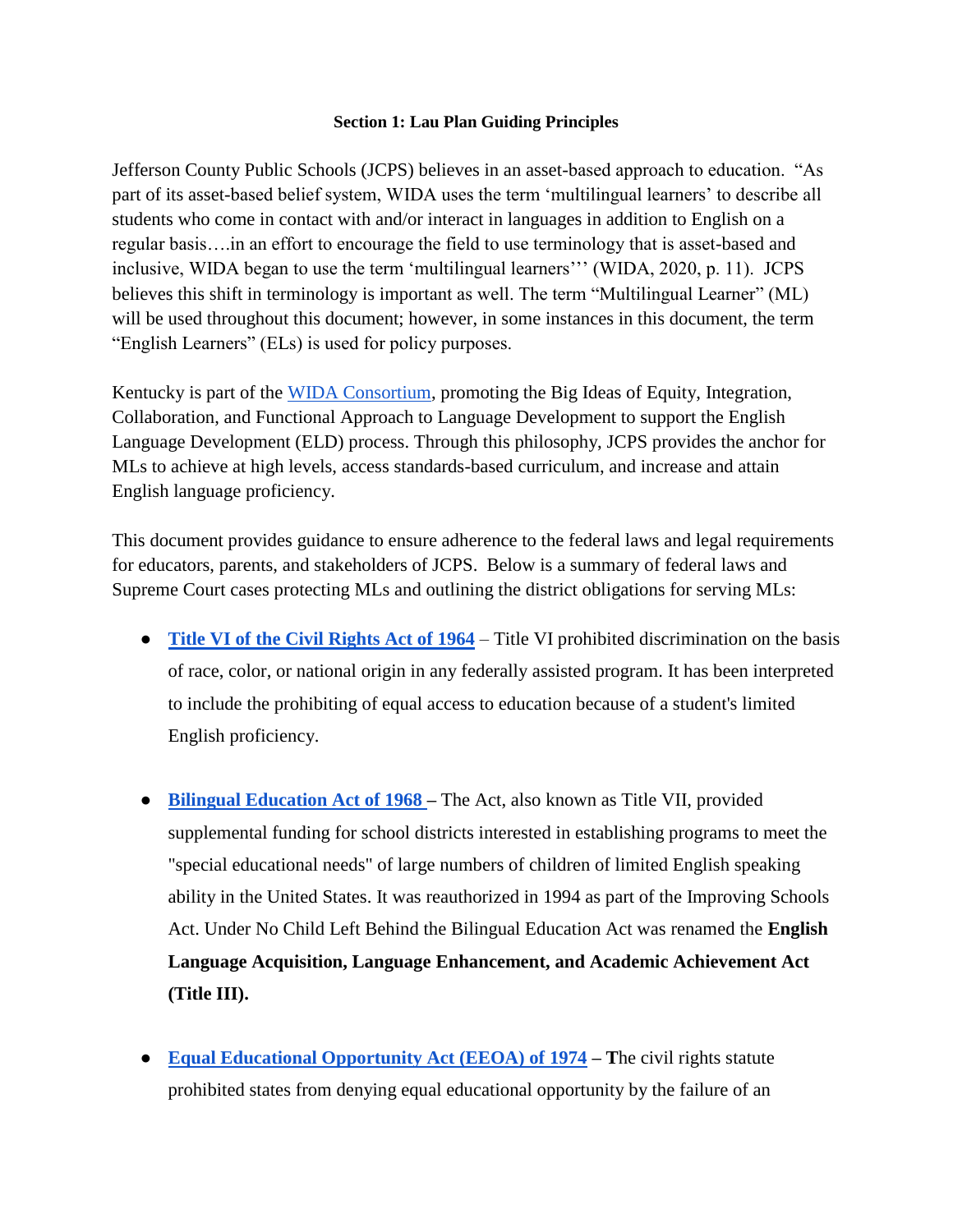**Section 1: Lau Plan Guiding Principles**

Jefferson County Public Schools (JCPS) believes in an asset-based approach to education. "As part of its asset-based belief system, WIDA uses the term 'multilingual learners' to describe all students who come in contact with and/or interact in languages in addition to English on a regular basis….in an effort to encourage the field to use terminology that is asset-based and inclusive, WIDA began to use the term 'multilingual learners''' (WIDA, 2020, p. 11). JCPS believes this shift in terminology is important as well. The term "Multilingual Learner" (ML) will be used throughout this document; however, in some instances in this document, the term "English Learners" (ELs) is used for policy purposes.

Kentucky is part of the WIDA Consortium, promoting the Big Ideas of Equity, Integration, Collaboration, and Functional Approach to Language Development to support the English Language Development (ELD) process. Through this philosophy, JCPS provides the anchor for MLs to achieve at high levels, access standards-based curriculum, and increase and attain English language proficiency.

This document provides guidance to ensure adherence to the federal laws and legal requirements for educators, parents, and stakeholders of JCPS. Below is a summary of federal laws and Supreme Court cases protecting MLs and outlining the district obligations for serving MLs:

- **Title VI of the Civil Rights Act of 1964** – Title VI prohibited discrimination on the basis of race, color, or national origin in any federally assisted program. It has been interpreted to include the prohibiting of equal access to education because of a student's limited English proficiency.

- **Bilingual Education Act of 1968** – The Act, also known as Title VII, provided supplemental funding for school districts interested in establishing programs to meet the "special educational needs" of large numbers of children of limited English speaking ability in the United States. It was reauthorized in 1994 as part of the Improving Schools Act. Under No Child Left Behind the Bilingual Education Act was renamed the **English Language Acquisition, Language Enhancement, and Academic Achievement Act (Title III).**

- **Equal Educational Opportunity Act (EEOA) of 1974** – **T**he civil rights statute prohibited states from denying equal educational opportunity by the failure of an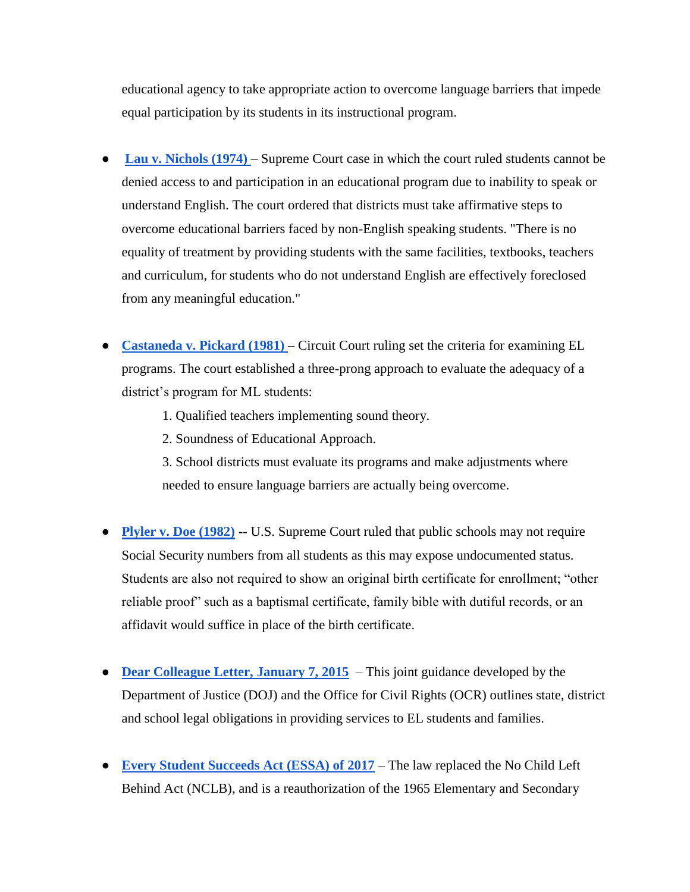educational agency to take appropriate action to overcome language barriers that impede equal participation by its students in its instructional program.

- **Lau v. Nichols (1974)** – Supreme Court case in which the court ruled students cannot be denied access to and participation in an educational program due to inability to speak or understand English. The court ordered that districts must take affirmative steps to overcome educational barriers faced by non-English speaking students. "There is no equality of treatment by providing students with the same facilities, textbooks, teachers and curriculum, for students who do not understand English are effectively foreclosed from any meaningful education."

- **Castaneda v. Pickard (1981)** – Circuit Court ruling set the criteria for examining EL programs. The court established a three-prong approach to evaluate the adequacy of a district's program for ML students:
    1. Qualified teachers implementing sound theory.
    2. Soundness of Educational Approach.
    3. School districts must evaluate its programs and make adjustments where needed to ensure language barriers are actually being overcome.

- **Plyler v. Doe (1982)** -- U.S. Supreme Court ruled that public schools may not require Social Security numbers from all students as this may expose undocumented status. Students are also not required to show an original birth certificate for enrollment; "other reliable proof" such as a baptismal certificate, family bible with dutiful records, or an affidavit would suffice in place of the birth certificate.

- **Dear Colleague Letter, January 7, 2015** – This joint guidance developed by the Department of Justice (DOJ) and the Office for Civil Rights (OCR) outlines state, district and school legal obligations in providing services to EL students and families.

- **Every Student Succeeds Act (ESSA) of 2017** – The law replaced the No Child Left Behind Act (NCLB), and is a reauthorization of the 1965 Elementary and Secondary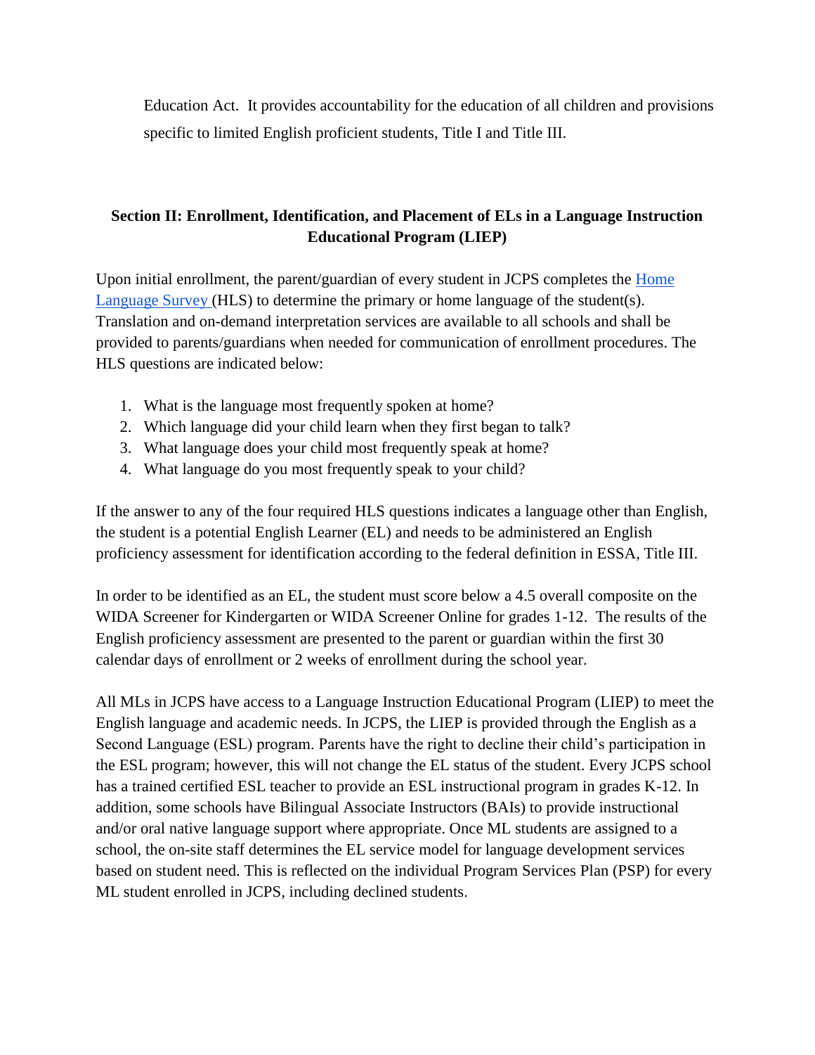Education Act. It provides accountability for the education of all children and provisions specific to limited English proficient students, Title I and Title III.

## Section II: Enrollment, Identification, and Placement of ELs in a Language Instruction Educational Program (LIEP)

Upon initial enrollment, the parent/guardian of every student in JCPS completes the Home Language Survey (HLS) to determine the primary or home language of the student(s). Translation and on-demand interpretation services are available to all schools and shall be provided to parents/guardians when needed for communication of enrollment procedures. The HLS questions are indicated below:

1. What is the language most frequently spoken at home?
2. Which language did your child learn when they first began to talk?
3. What language does your child most frequently speak at home?
4. What language do you most frequently speak to your child?

If the answer to any of the four required HLS questions indicates a language other than English, the student is a potential English Learner (EL) and needs to be administered an English proficiency assessment for identification according to the federal definition in ESSA, Title III.

In order to be identified as an EL, the student must score below a 4.5 overall composite on the WIDA Screener for Kindergarten or WIDA Screener Online for grades 1-12. The results of the English proficiency assessment are presented to the parent or guardian within the first 30 calendar days of enrollment or 2 weeks of enrollment during the school year.

All MLs in JCPS have access to a Language Instruction Educational Program (LIEP) to meet the English language and academic needs. In JCPS, the LIEP is provided through the English as a Second Language (ESL) program. Parents have the right to decline their child's participation in the ESL program; however, this will not change the EL status of the student. Every JCPS school has a trained certified ESL teacher to provide an ESL instructional program in grades K-12. In addition, some schools have Bilingual Associate Instructors (BAIs) to provide instructional and/or oral native language support where appropriate. Once ML students are assigned to a school, the on-site staff determines the EL service model for language development services based on student need. This is reflected on the individual Program Services Plan (PSP) for every ML student enrolled in JCPS, including declined students.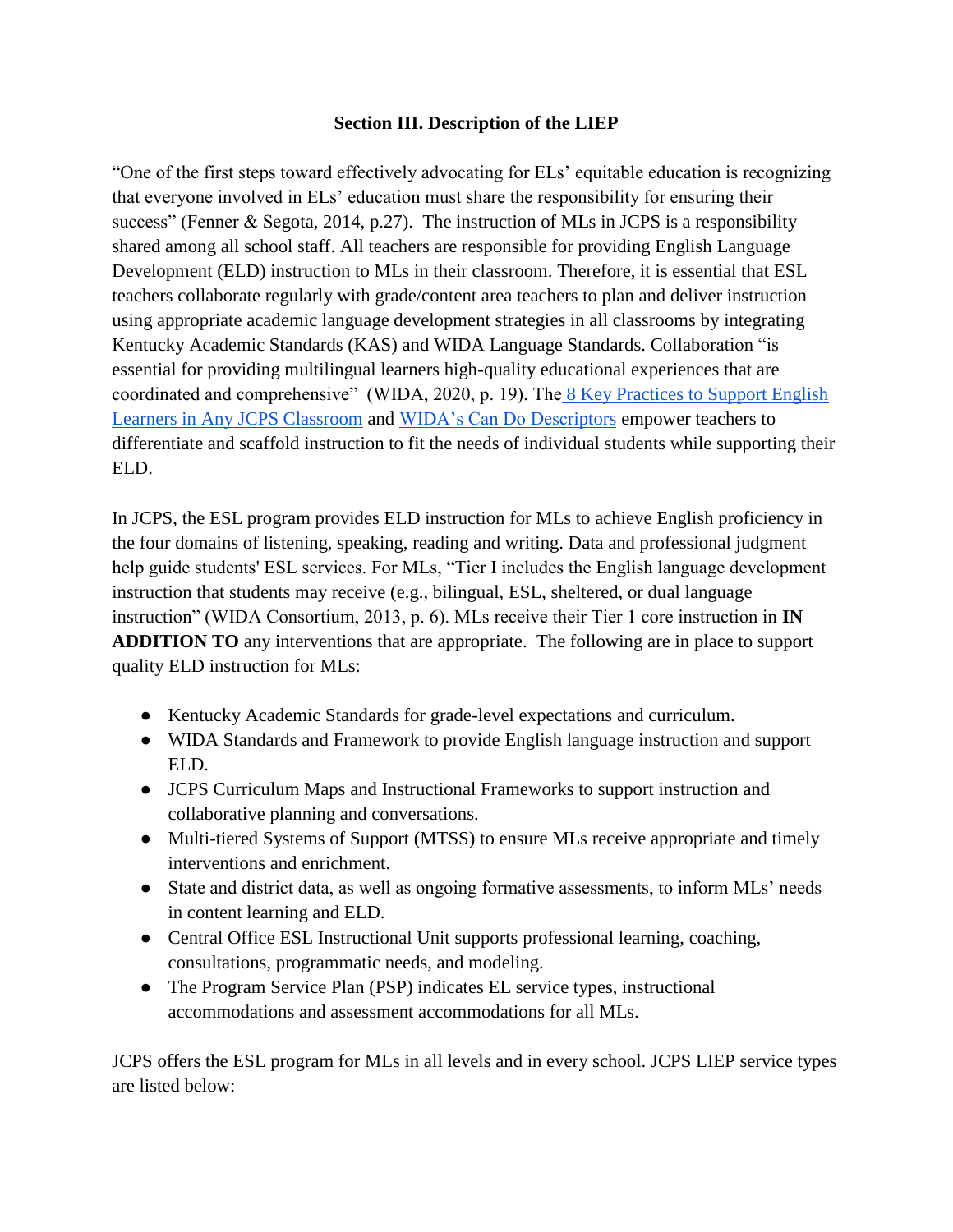### Section III. Description of the LIEP

"One of the first steps toward effectively advocating for ELs' equitable education is recognizing that everyone involved in ELs' education must share the responsibility for ensuring their success" (Fenner & Segota, 2014, p.27). The instruction of MLs in JCPS is a responsibility shared among all school staff. All teachers are responsible for providing English Language Development (ELD) instruction to MLs in their classroom. Therefore, it is essential that ESL teachers collaborate regularly with grade/content area teachers to plan and deliver instruction using appropriate academic language development strategies in all classrooms by integrating Kentucky Academic Standards (KAS) and WIDA Language Standards. Collaboration "is essential for providing multilingual learners high-quality educational experiences that are coordinated and comprehensive" (WIDA, 2020, p. 19). The 8 Key Practices to Support English Learners in Any JCPS Classroom and WIDA's Can Do Descriptors empower teachers to differentiate and scaffold instruction to fit the needs of individual students while supporting their ELD.

In JCPS, the ESL program provides ELD instruction for MLs to achieve English proficiency in the four domains of listening, speaking, reading and writing. Data and professional judgment help guide students' ESL services. For MLs, "Tier I includes the English language development instruction that students may receive (e.g., bilingual, ESL, sheltered, or dual language instruction" (WIDA Consortium, 2013, p. 6). MLs receive their Tier 1 core instruction in **IN ADDITION TO** any interventions that are appropriate. The following are in place to support quality ELD instruction for MLs:

- Kentucky Academic Standards for grade-level expectations and curriculum.
- WIDA Standards and Framework to provide English language instruction and support ELD.
- JCPS Curriculum Maps and Instructional Frameworks to support instruction and collaborative planning and conversations.
- Multi-tiered Systems of Support (MTSS) to ensure MLs receive appropriate and timely interventions and enrichment.
- State and district data, as well as ongoing formative assessments, to inform MLs' needs in content learning and ELD.
- Central Office ESL Instructional Unit supports professional learning, coaching, consultations, programmatic needs, and modeling.
- The Program Service Plan (PSP) indicates EL service types, instructional accommodations and assessment accommodations for all MLs.

JCPS offers the ESL program for MLs in all levels and in every school. JCPS LIEP service types are listed below: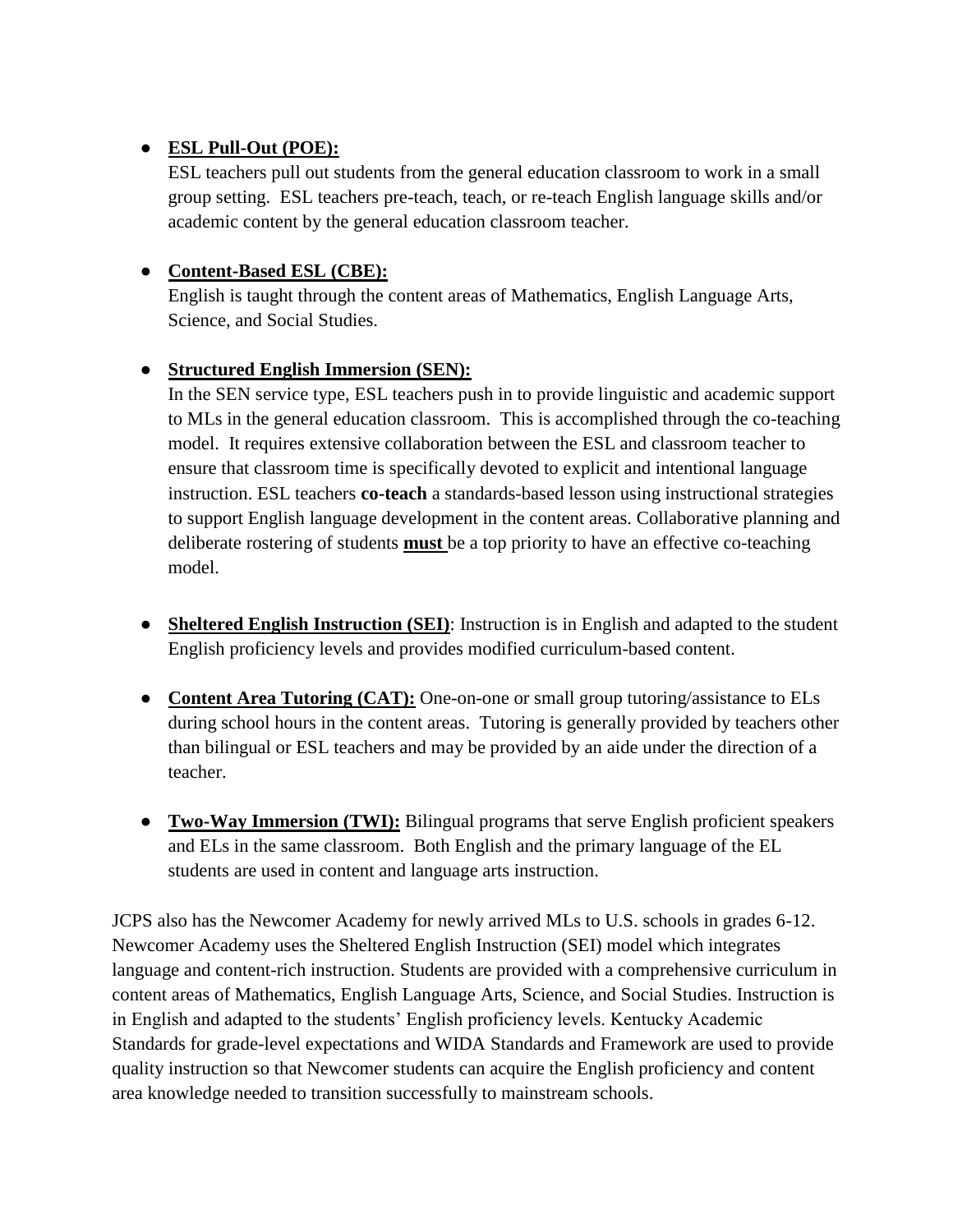- **ESL Pull-Out (POE):**
  ESL teachers pull out students from the general education classroom to work in a small group setting. ESL teachers pre-teach, teach, or re-teach English language skills and/or academic content by the general education classroom teacher.

- **Content-Based ESL (CBE):**
  English is taught through the content areas of Mathematics, English Language Arts, Science, and Social Studies.

- **Structured English Immersion (SEN):**
  In the SEN service type, ESL teachers push in to provide linguistic and academic support to MLs in the general education classroom. This is accomplished through the co-teaching model. It requires extensive collaboration between the ESL and classroom teacher to ensure that classroom time is specifically devoted to explicit and intentional language instruction. ESL teachers **co-teach** a standards-based lesson using instructional strategies to support English language development in the content areas. Collaborative planning and deliberate rostering of students **must** be a top priority to have an effective co-teaching model.

- **Sheltered English Instruction (SEI)**: Instruction is in English and adapted to the student English proficiency levels and provides modified curriculum-based content.

- **Content Area Tutoring (CAT):** One-on-one or small group tutoring/assistance to ELs during school hours in the content areas. Tutoring is generally provided by teachers other than bilingual or ESL teachers and may be provided by an aide under the direction of a teacher.

- **Two-Way Immersion (TWI):** Bilingual programs that serve English proficient speakers and ELs in the same classroom. Both English and the primary language of the EL students are used in content and language arts instruction.

JCPS also has the Newcomer Academy for newly arrived MLs to U.S. schools in grades 6-12. Newcomer Academy uses the Sheltered English Instruction (SEI) model which integrates language and content-rich instruction. Students are provided with a comprehensive curriculum in content areas of Mathematics, English Language Arts, Science, and Social Studies. Instruction is in English and adapted to the students' English proficiency levels. Kentucky Academic Standards for grade-level expectations and WIDA Standards and Framework are used to provide quality instruction so that Newcomer students can acquire the English proficiency and content area knowledge needed to transition successfully to mainstream schools.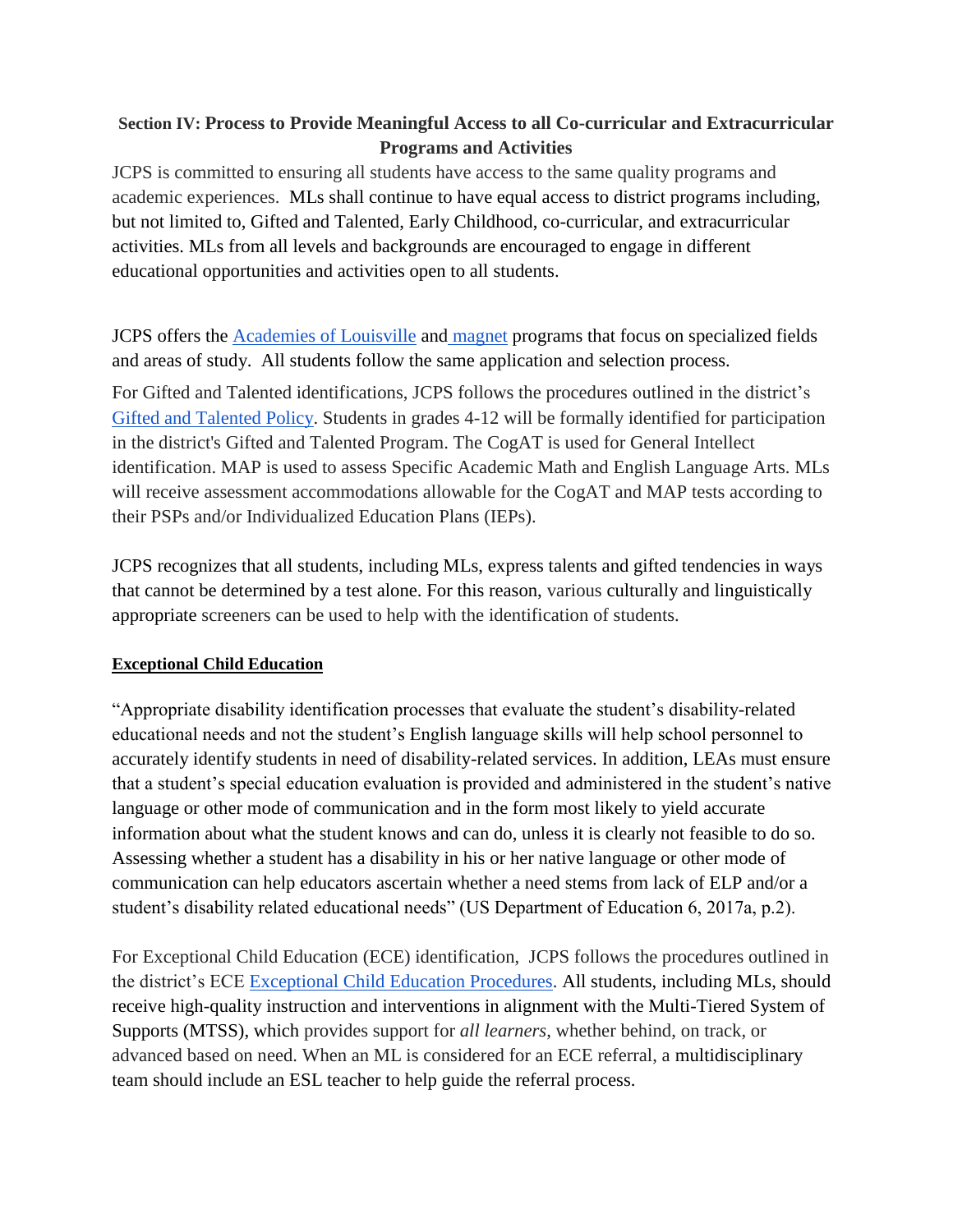## Section IV: Process to Provide Meaningful Access to all Co-curricular and Extracurricular Programs and Activities

JCPS is committed to ensuring all students have access to the same quality programs and academic experiences. MLs shall continue to have equal access to district programs including, but not limited to, Gifted and Talented, Early Childhood, co-curricular, and extracurricular activities. MLs from all levels and backgrounds are encouraged to engage in different educational opportunities and activities open to all students.

JCPS offers the Academies of Louisville and magnet programs that focus on specialized fields and areas of study. All students follow the same application and selection process.

For Gifted and Talented identifications, JCPS follows the procedures outlined in the district's Gifted and Talented Policy. Students in grades 4-12 will be formally identified for participation in the district's Gifted and Talented Program. The CogAT is used for General Intellect identification. MAP is used to assess Specific Academic Math and English Language Arts. MLs will receive assessment accommodations allowable for the CogAT and MAP tests according to their PSPs and/or Individualized Education Plans (IEPs).

JCPS recognizes that all students, including MLs, express talents and gifted tendencies in ways that cannot be determined by a test alone. For this reason, various culturally and linguistically appropriate screeners can be used to help with the identification of students.

### Exceptional Child Education

"Appropriate disability identification processes that evaluate the student's disability-related educational needs and not the student's English language skills will help school personnel to accurately identify students in need of disability-related services. In addition, LEAs must ensure that a student's special education evaluation is provided and administered in the student's native language or other mode of communication and in the form most likely to yield accurate information about what the student knows and can do, unless it is clearly not feasible to do so. Assessing whether a student has a disability in his or her native language or other mode of communication can help educators ascertain whether a need stems from lack of ELP and/or a student's disability related educational needs" (US Department of Education 6, 2017a, p.2).

For Exceptional Child Education (ECE) identification, JCPS follows the procedures outlined in the district's ECE Exceptional Child Education Procedures. All students, including MLs, should receive high-quality instruction and interventions in alignment with the Multi-Tiered System of Supports (MTSS), which provides support for *all learners*, whether behind, on track, or advanced based on need. When an ML is considered for an ECE referral, a multidisciplinary team should include an ESL teacher to help guide the referral process.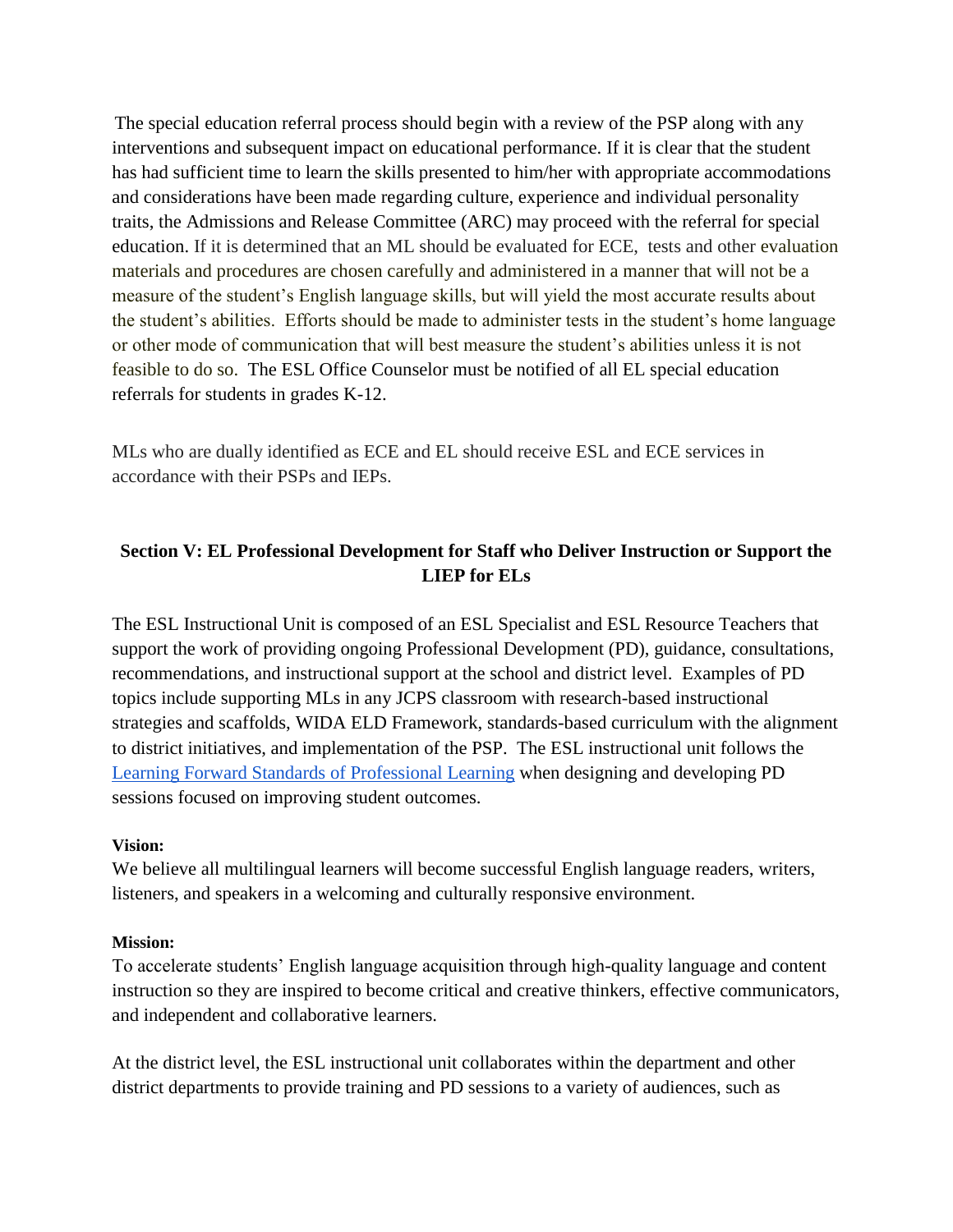The special education referral process should begin with a review of the PSP along with any interventions and subsequent impact on educational performance. If it is clear that the student has had sufficient time to learn the skills presented to him/her with appropriate accommodations and considerations have been made regarding culture, experience and individual personality traits, the Admissions and Release Committee (ARC) may proceed with the referral for special education. If it is determined that an ML should be evaluated for ECE, tests and other evaluation materials and procedures are chosen carefully and administered in a manner that will not be a measure of the student's English language skills, but will yield the most accurate results about the student's abilities. Efforts should be made to administer tests in the student's home language or other mode of communication that will best measure the student's abilities unless it is not feasible to do so. The ESL Office Counselor must be notified of all EL special education referrals for students in grades K-12.

MLs who are dually identified as ECE and EL should receive ESL and ECE services in accordance with their PSPs and IEPs.

## Section V: EL Professional Development for Staff who Deliver Instruction or Support the LIEP for ELs

The ESL Instructional Unit is composed of an ESL Specialist and ESL Resource Teachers that support the work of providing ongoing Professional Development (PD), guidance, consultations, recommendations, and instructional support at the school and district level. Examples of PD topics include supporting MLs in any JCPS classroom with research-based instructional strategies and scaffolds, WIDA ELD Framework, standards-based curriculum with the alignment to district initiatives, and implementation of the PSP. The ESL instructional unit follows the Learning Forward Standards of Professional Learning when designing and developing PD sessions focused on improving student outcomes.

**Vision:**
We believe all multilingual learners will become successful English language readers, writers, listeners, and speakers in a welcoming and culturally responsive environment.

**Mission:**
To accelerate students' English language acquisition through high-quality language and content instruction so they are inspired to become critical and creative thinkers, effective communicators, and independent and collaborative learners.

At the district level, the ESL instructional unit collaborates within the department and other district departments to provide training and PD sessions to a variety of audiences, such as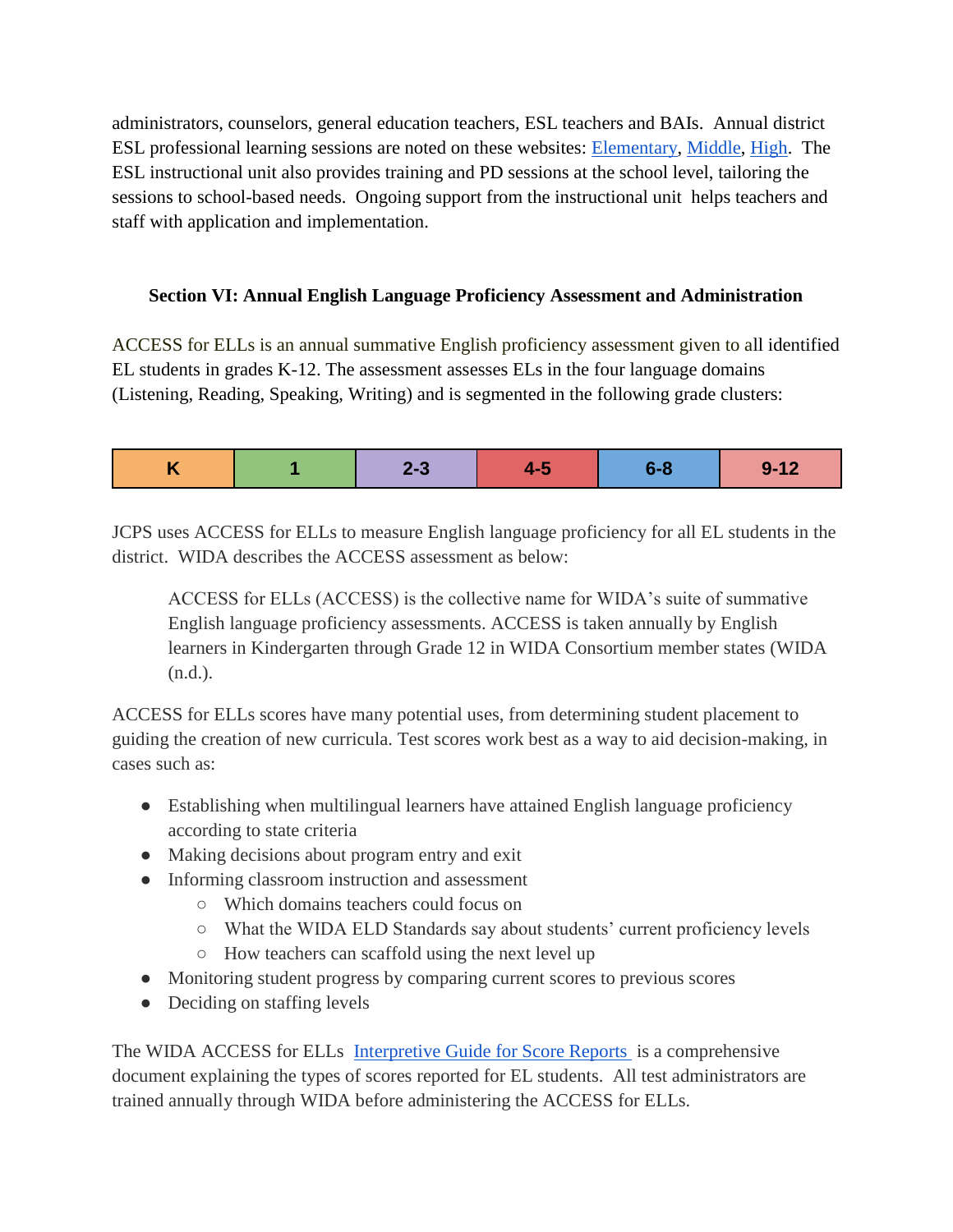administrators, counselors, general education teachers, ESL teachers and BAIs. Annual district ESL professional learning sessions are noted on these websites: Elementary, Middle, High. The ESL instructional unit also provides training and PD sessions at the school level, tailoring the sessions to school-based needs. Ongoing support from the instructional unit helps teachers and staff with application and implementation.

### Section VI: Annual English Language Proficiency Assessment and Administration

ACCESS for ELLs is an annual summative English proficiency assessment given to all identified EL students in grades K-12. The assessment assesses ELs in the four language domains (Listening, Reading, Speaking, Writing) and is segmented in the following grade clusters:

| K | 1 | 2-3 | 4-5 | 6-8 | 9-12 |
|---|---|---|---|---|---|

JCPS uses ACCESS for ELLs to measure English language proficiency for all EL students in the district. WIDA describes the ACCESS assessment as below:

> ACCESS for ELLs (ACCESS) is the collective name for WIDA's suite of summative English language proficiency assessments. ACCESS is taken annually by English learners in Kindergarten through Grade 12 in WIDA Consortium member states (WIDA (n.d.).

ACCESS for ELLs scores have many potential uses, from determining student placement to guiding the creation of new curricula. Test scores work best as a way to aid decision-making, in cases such as:

- Establishing when multilingual learners have attained English language proficiency according to state criteria
- Making decisions about program entry and exit
- Informing classroom instruction and assessment
  - Which domains teachers could focus on
  - What the WIDA ELD Standards say about students' current proficiency levels
  - How teachers can scaffold using the next level up
- Monitoring student progress by comparing current scores to previous scores
- Deciding on staffing levels

The WIDA ACCESS for ELLs Interpretive Guide for Score Reports is a comprehensive document explaining the types of scores reported for EL students. All test administrators are trained annually through WIDA before administering the ACCESS for ELLs.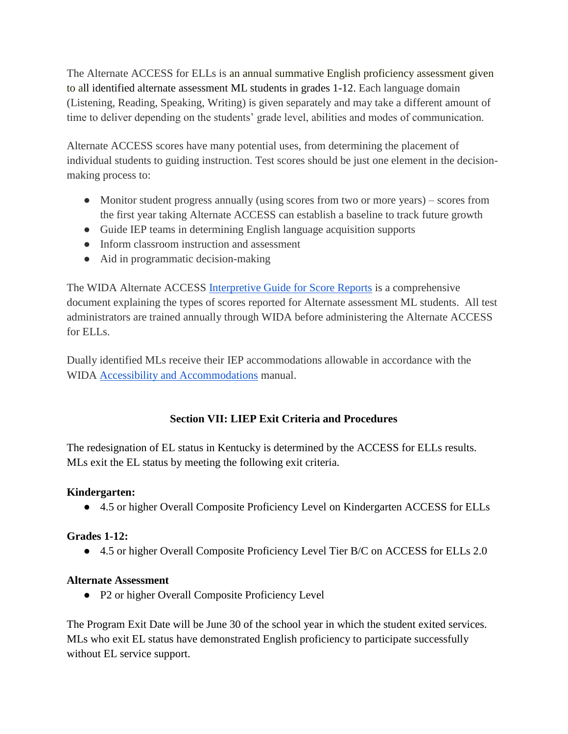The Alternate ACCESS for ELLs is an annual summative English proficiency assessment given to all identified alternate assessment ML students in grades 1-12. Each language domain (Listening, Reading, Speaking, Writing) is given separately and may take a different amount of time to deliver depending on the students' grade level, abilities and modes of communication.

Alternate ACCESS scores have many potential uses, from determining the placement of individual students to guiding instruction. Test scores should be just one element in the decision-making process to:

- Monitor student progress annually (using scores from two or more years) – scores from the first year taking Alternate ACCESS can establish a baseline to track future growth
- Guide IEP teams in determining English language acquisition supports
- Inform classroom instruction and assessment
- Aid in programmatic decision-making

The WIDA Alternate ACCESS [Interpretive Guide for Score Reports] is a comprehensive document explaining the types of scores reported for Alternate assessment ML students. All test administrators are trained annually through WIDA before administering the Alternate ACCESS for ELLs.

Dually identified MLs receive their IEP accommodations allowable in accordance with the WIDA [Accessibility and Accommodations] manual.

## Section VII: LIEP Exit Criteria and Procedures

The redesignation of EL status in Kentucky is determined by the ACCESS for ELLs results. MLs exit the EL status by meeting the following exit criteria.

**Kindergarten:**

- 4.5 or higher Overall Composite Proficiency Level on Kindergarten ACCESS for ELLs

**Grades 1-12:**

- 4.5 or higher Overall Composite Proficiency Level Tier B/C on ACCESS for ELLs 2.0

**Alternate Assessment**

- P2 or higher Overall Composite Proficiency Level

The Program Exit Date will be June 30 of the school year in which the student exited services. MLs who exit EL status have demonstrated English proficiency to participate successfully without EL service support.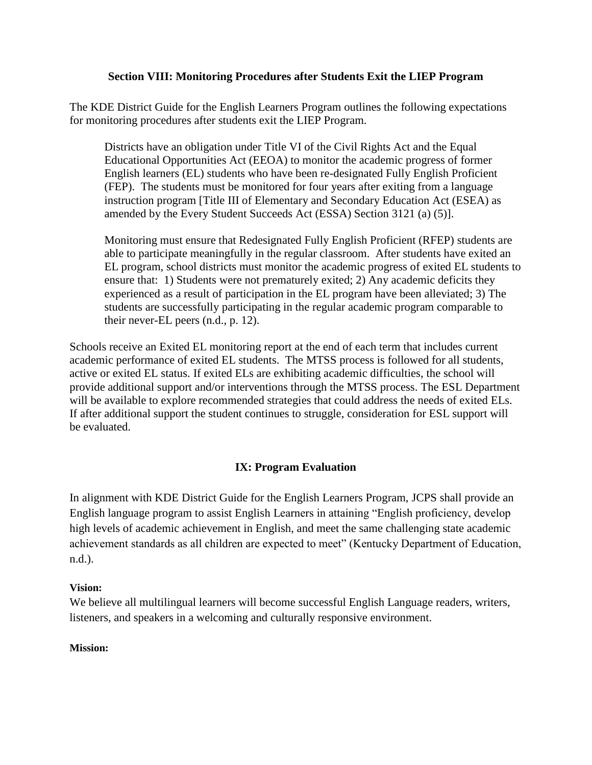## Section VIII: Monitoring Procedures after Students Exit the LIEP Program

The KDE District Guide for the English Learners Program outlines the following expectations for monitoring procedures after students exit the LIEP Program.

> Districts have an obligation under Title VI of the Civil Rights Act and the Equal Educational Opportunities Act (EEOA) to monitor the academic progress of former English learners (EL) students who have been re-designated Fully English Proficient (FEP). The students must be monitored for four years after exiting from a language instruction program [Title III of Elementary and Secondary Education Act (ESEA) as amended by the Every Student Succeeds Act (ESSA) Section 3121 (a) (5)].
>
> Monitoring must ensure that Redesignated Fully English Proficient (RFEP) students are able to participate meaningfully in the regular classroom. After students have exited an EL program, school districts must monitor the academic progress of exited EL students to ensure that: 1) Students were not prematurely exited; 2) Any academic deficits they experienced as a result of participation in the EL program have been alleviated; 3) The students are successfully participating in the regular academic program comparable to their never-EL peers (n.d., p. 12).

Schools receive an Exited EL monitoring report at the end of each term that includes current academic performance of exited EL students. The MTSS process is followed for all students, active or exited EL status. If exited ELs are exhibiting academic difficulties, the school will provide additional support and/or interventions through the MTSS process. The ESL Department will be available to explore recommended strategies that could address the needs of exited ELs. If after additional support the student continues to struggle, consideration for ESL support will be evaluated.

## IX: Program Evaluation

In alignment with KDE District Guide for the English Learners Program, JCPS shall provide an English language program to assist English Learners in attaining "English proficiency, develop high levels of academic achievement in English, and meet the same challenging state academic achievement standards as all children are expected to meet" (Kentucky Department of Education, n.d.).

**Vision:**

We believe all multilingual learners will become successful English Language readers, writers, listeners, and speakers in a welcoming and culturally responsive environment.

**Mission:**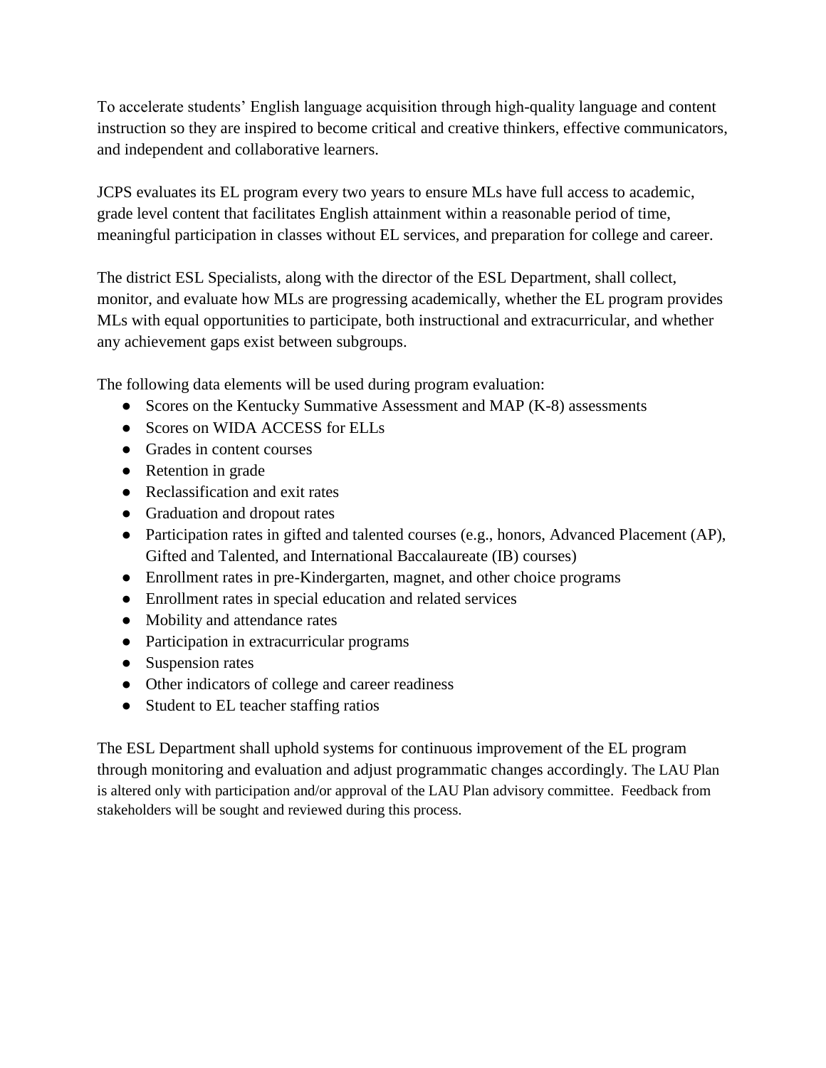To accelerate students' English language acquisition through high-quality language and content instruction so they are inspired to become critical and creative thinkers, effective communicators, and independent and collaborative learners.

JCPS evaluates its EL program every two years to ensure MLs have full access to academic, grade level content that facilitates English attainment within a reasonable period of time, meaningful participation in classes without EL services, and preparation for college and career.

The district ESL Specialists, along with the director of the ESL Department, shall collect, monitor, and evaluate how MLs are progressing academically, whether the EL program provides MLs with equal opportunities to participate, both instructional and extracurricular, and whether any achievement gaps exist between subgroups.

The following data elements will be used during program evaluation:

- Scores on the Kentucky Summative Assessment and MAP (K-8) assessments
- Scores on WIDA ACCESS for ELLs
- Grades in content courses
- Retention in grade
- Reclassification and exit rates
- Graduation and dropout rates
- Participation rates in gifted and talented courses (e.g., honors, Advanced Placement (AP), Gifted and Talented, and International Baccalaureate (IB) courses)
- Enrollment rates in pre-Kindergarten, magnet, and other choice programs
- Enrollment rates in special education and related services
- Mobility and attendance rates
- Participation in extracurricular programs
- Suspension rates
- Other indicators of college and career readiness
- Student to EL teacher staffing ratios

The ESL Department shall uphold systems for continuous improvement of the EL program through monitoring and evaluation and adjust programmatic changes accordingly. The LAU Plan is altered only with participation and/or approval of the LAU Plan advisory committee. Feedback from stakeholders will be sought and reviewed during this process.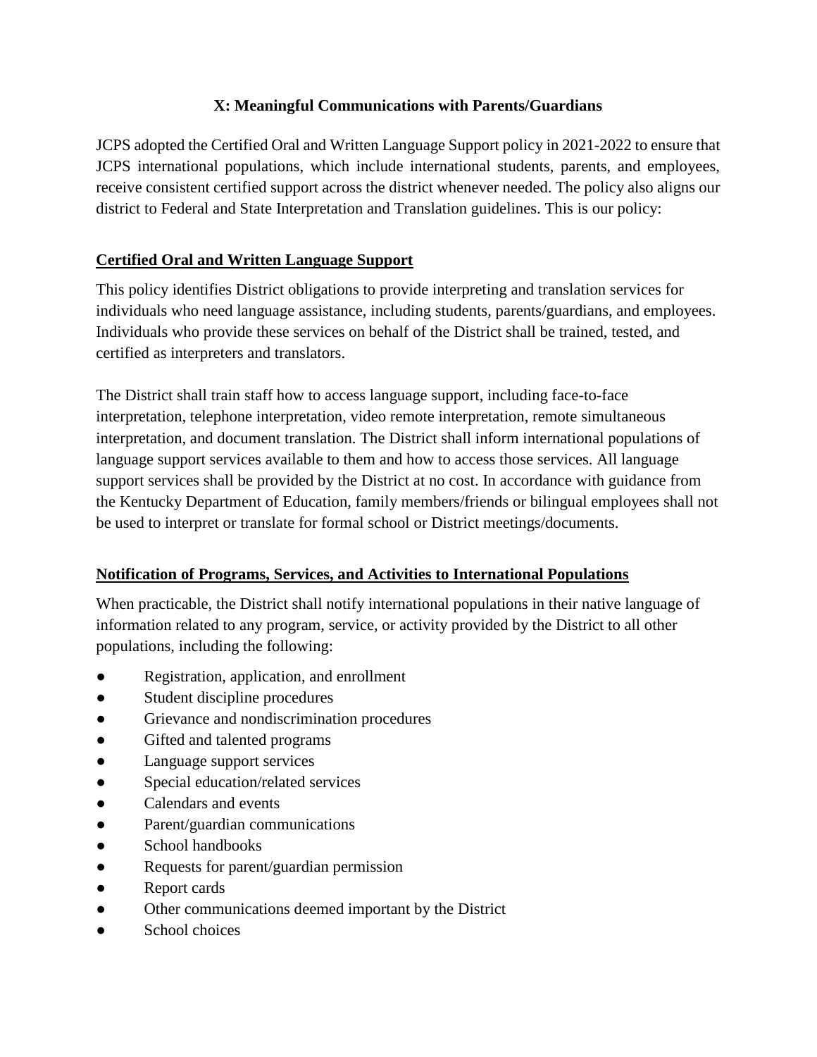## X: Meaningful Communications with Parents/Guardians

JCPS adopted the Certified Oral and Written Language Support policy in 2021-2022 to ensure that JCPS international populations, which include international students, parents, and employees, receive consistent certified support across the district whenever needed. The policy also aligns our district to Federal and State Interpretation and Translation guidelines. This is our policy:

### Certified Oral and Written Language Support

This policy identifies District obligations to provide interpreting and translation services for individuals who need language assistance, including students, parents/guardians, and employees. Individuals who provide these services on behalf of the District shall be trained, tested, and certified as interpreters and translators.

The District shall train staff how to access language support, including face-to-face interpretation, telephone interpretation, video remote interpretation, remote simultaneous interpretation, and document translation. The District shall inform international populations of language support services available to them and how to access those services. All language support services shall be provided by the District at no cost. In accordance with guidance from the Kentucky Department of Education, family members/friends or bilingual employees shall not be used to interpret or translate for formal school or District meetings/documents.

### Notification of Programs, Services, and Activities to International Populations

When practicable, the District shall notify international populations in their native language of information related to any program, service, or activity provided by the District to all other populations, including the following:

- Registration, application, and enrollment
- Student discipline procedures
- Grievance and nondiscrimination procedures
- Gifted and talented programs
- Language support services
- Special education/related services
- Calendars and events
- Parent/guardian communications
- School handbooks
- Requests for parent/guardian permission
- Report cards
- Other communications deemed important by the District
- School choices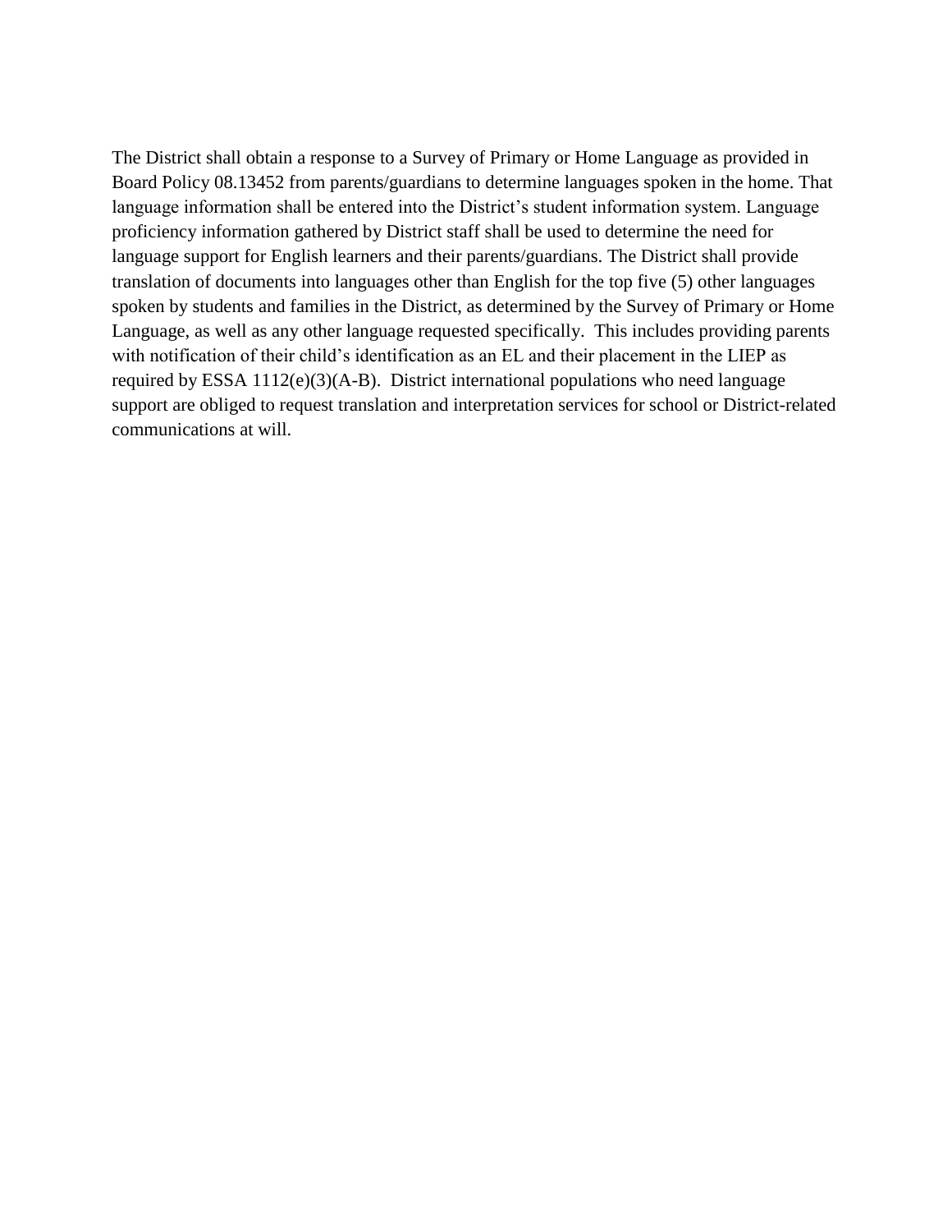The District shall obtain a response to a Survey of Primary or Home Language as provided in Board Policy 08.13452 from parents/guardians to determine languages spoken in the home. That language information shall be entered into the District's student information system. Language proficiency information gathered by District staff shall be used to determine the need for language support for English learners and their parents/guardians. The District shall provide translation of documents into languages other than English for the top five (5) other languages spoken by students and families in the District, as determined by the Survey of Primary or Home Language, as well as any other language requested specifically. This includes providing parents with notification of their child's identification as an EL and their placement in the LIEP as required by ESSA 1112(e)(3)(A-B). District international populations who need language support are obliged to request translation and interpretation services for school or District-related communications at will.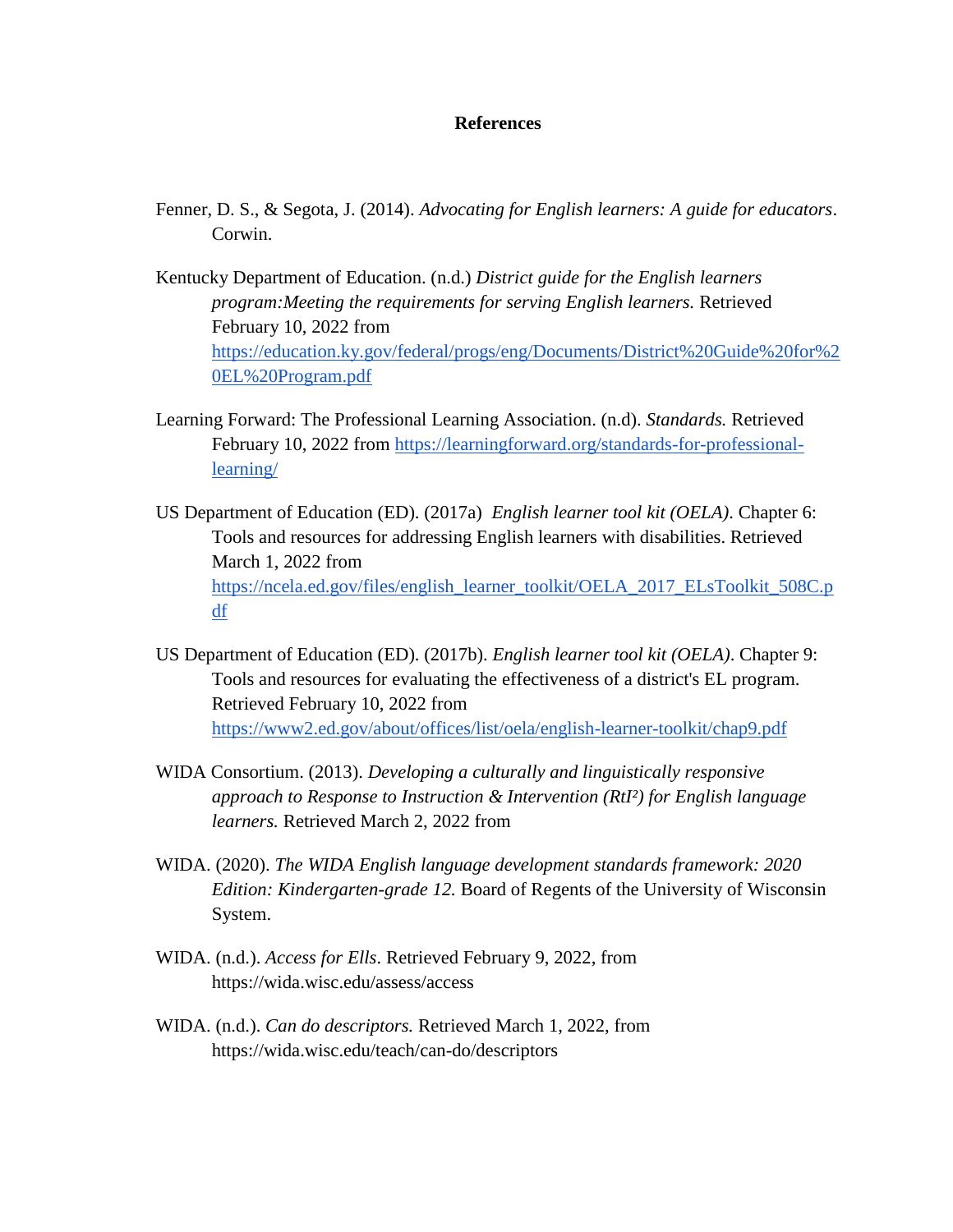# References

Fenner, D. S., & Segota, J. (2014). *Advocating for English learners: A guide for educators*. Corwin.

Kentucky Department of Education. (n.d.) *District guide for the English learners program:Meeting the requirements for serving English learners.* Retrieved February 10, 2022 from https://education.ky.gov/federal/progs/eng/Documents/District%20Guide%20for%20EL%20Program.pdf

Learning Forward: The Professional Learning Association. (n.d). *Standards.* Retrieved February 10, 2022 from https://learningforward.org/standards-for-professional-learning/

US Department of Education (ED). (2017a) *English learner tool kit (OELA)*. Chapter 6: Tools and resources for addressing English learners with disabilities. Retrieved March 1, 2022 from https://ncela.ed.gov/files/english_learner_toolkit/OELA_2017_ELsToolkit_508C.pdf

US Department of Education (ED). (2017b). *English learner tool kit (OELA)*. Chapter 9: Tools and resources for evaluating the effectiveness of a district's EL program. Retrieved February 10, 2022 from https://www2.ed.gov/about/offices/list/oela/english-learner-toolkit/chap9.pdf

WIDA Consortium. (2013). *Developing a culturally and linguistically responsive approach to Response to Instruction & Intervention (RtI²) for English language learners.* Retrieved March 2, 2022 from

WIDA. (2020). *The WIDA English language development standards framework: 2020 Edition: Kindergarten-grade 12.* Board of Regents of the University of Wisconsin System.

WIDA. (n.d.). *Access for Ells*. Retrieved February 9, 2022, from https://wida.wisc.edu/assess/access

WIDA. (n.d.). *Can do descriptors.* Retrieved March 1, 2022, from https://wida.wisc.edu/teach/can-do/descriptors